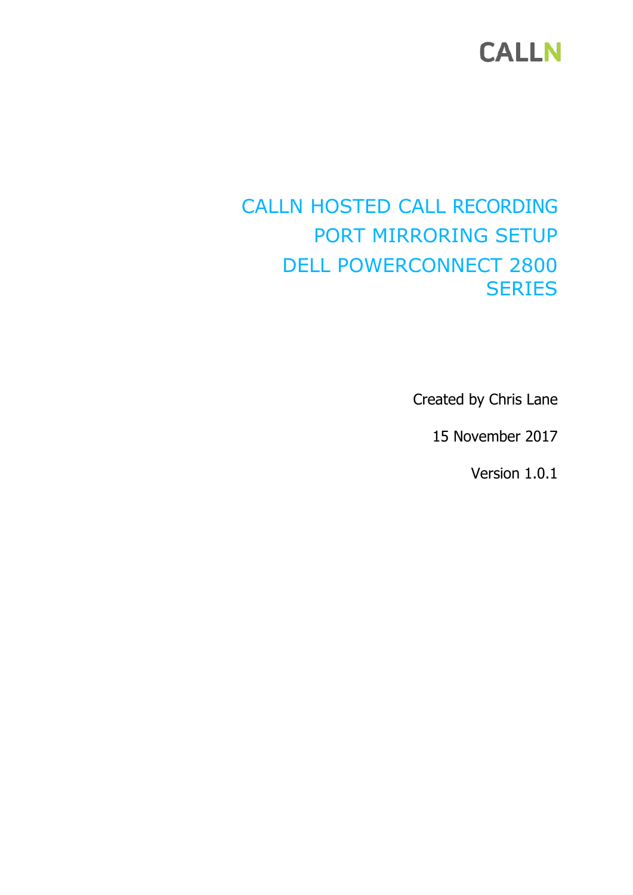CALLN

# CALLN HOSTED CALL RECORDING
# PORT MIRRORING SETUP
# DELL POWERCONNECT 2800 SERIES

Created by Chris Lane

15 November 2017

Version 1.0.1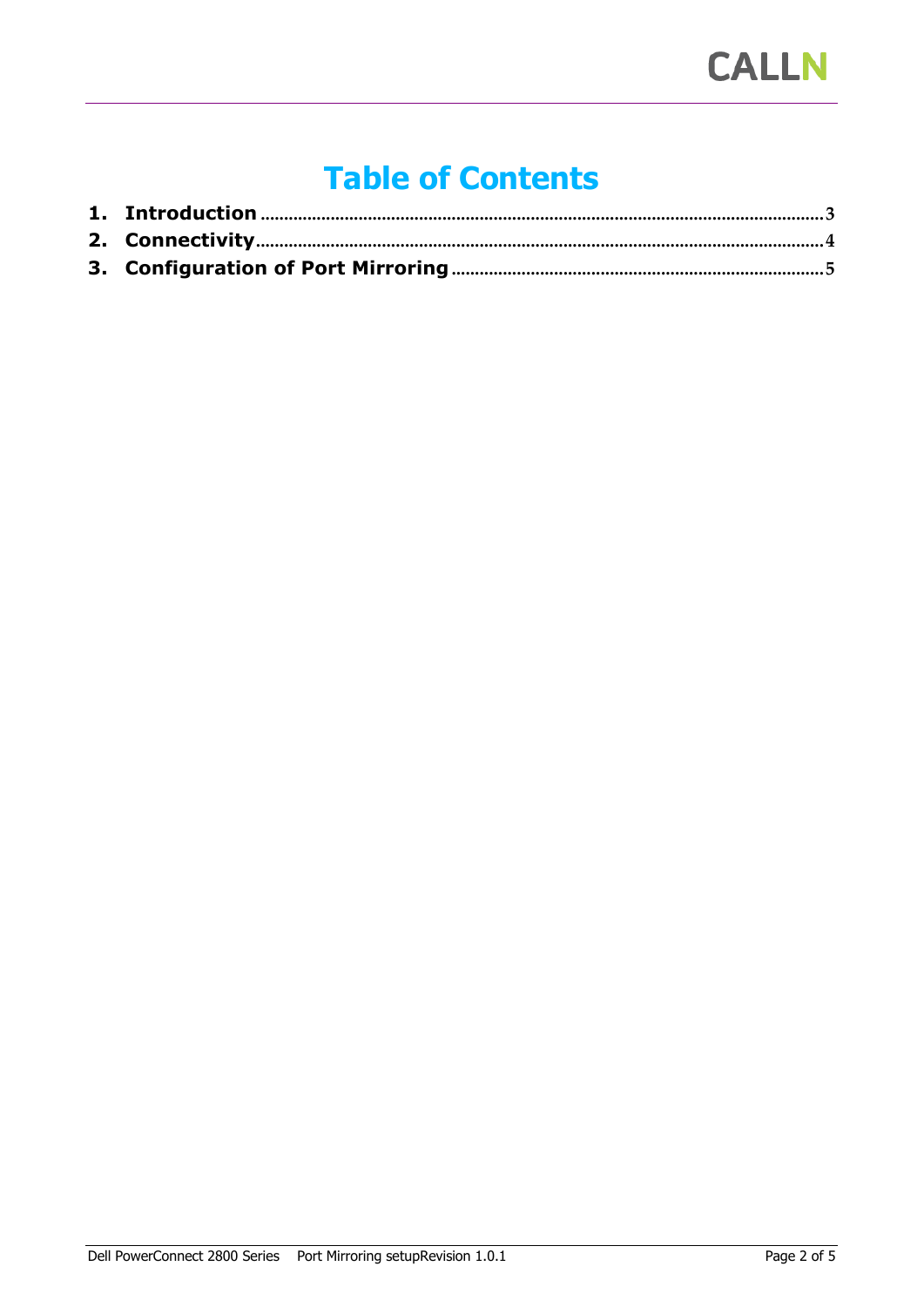# Table of Contents

1. **Introduction** ........................................................................................................ 3
2. **Connectivity** ........................................................................................................ 4
3. **Configuration of Port Mirroring** ........................................................................ 5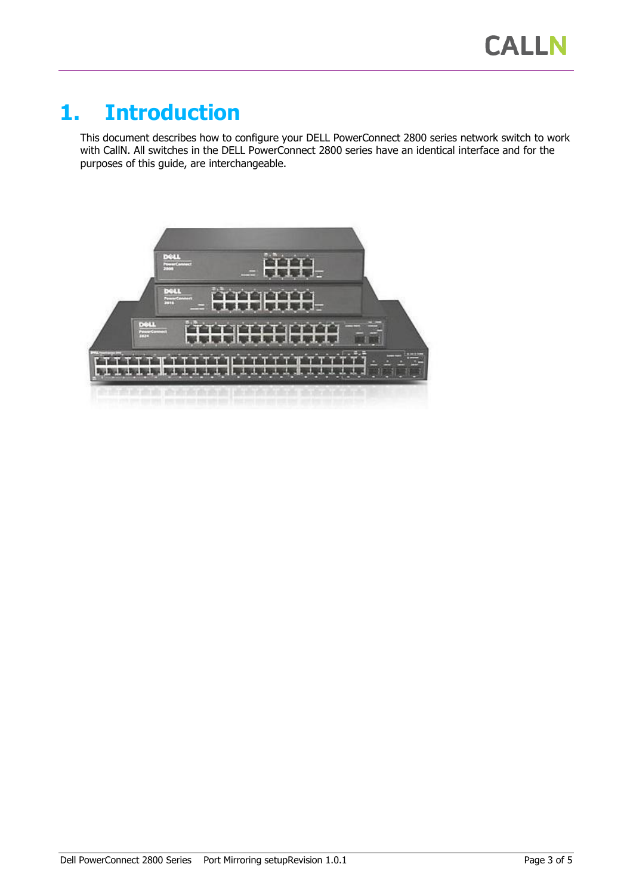# 1. Introduction

This document describes how to configure your DELL PowerConnect 2800 series network switch to work with CallN. All switches in the DELL PowerConnect 2800 series have an identical interface and for the purposes of this guide, are interchangeable.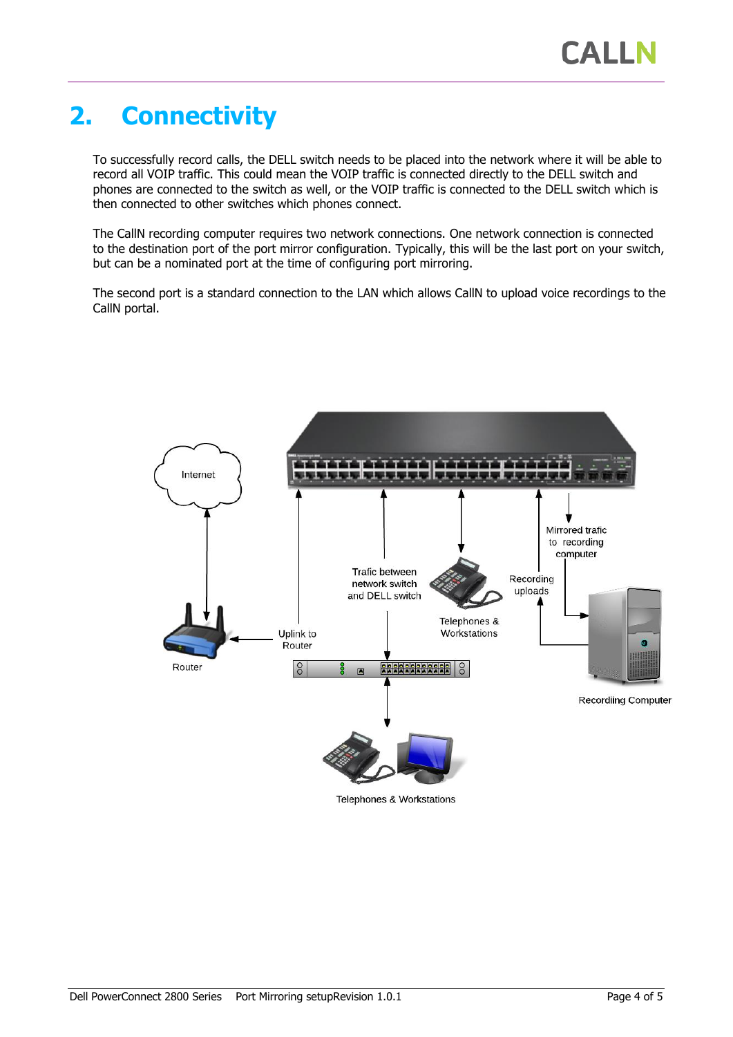# 2. Connectivity

To successfully record calls, the DELL switch needs to be placed into the network where it will be able to record all VOIP traffic. This could mean the VOIP traffic is connected directly to the DELL switch and phones are connected to the switch as well, or the VOIP traffic is connected to the DELL switch which is then connected to other switches which phones connect.

The CallN recording computer requires two network connections. One network connection is connected to the destination port of the port mirror configuration. Typically, this will be the last port on your switch, but can be a nominated port at the time of configuring port mirroring.

The second port is a standard connection to the LAN which allows CallN to upload voice recordings to the CallN portal.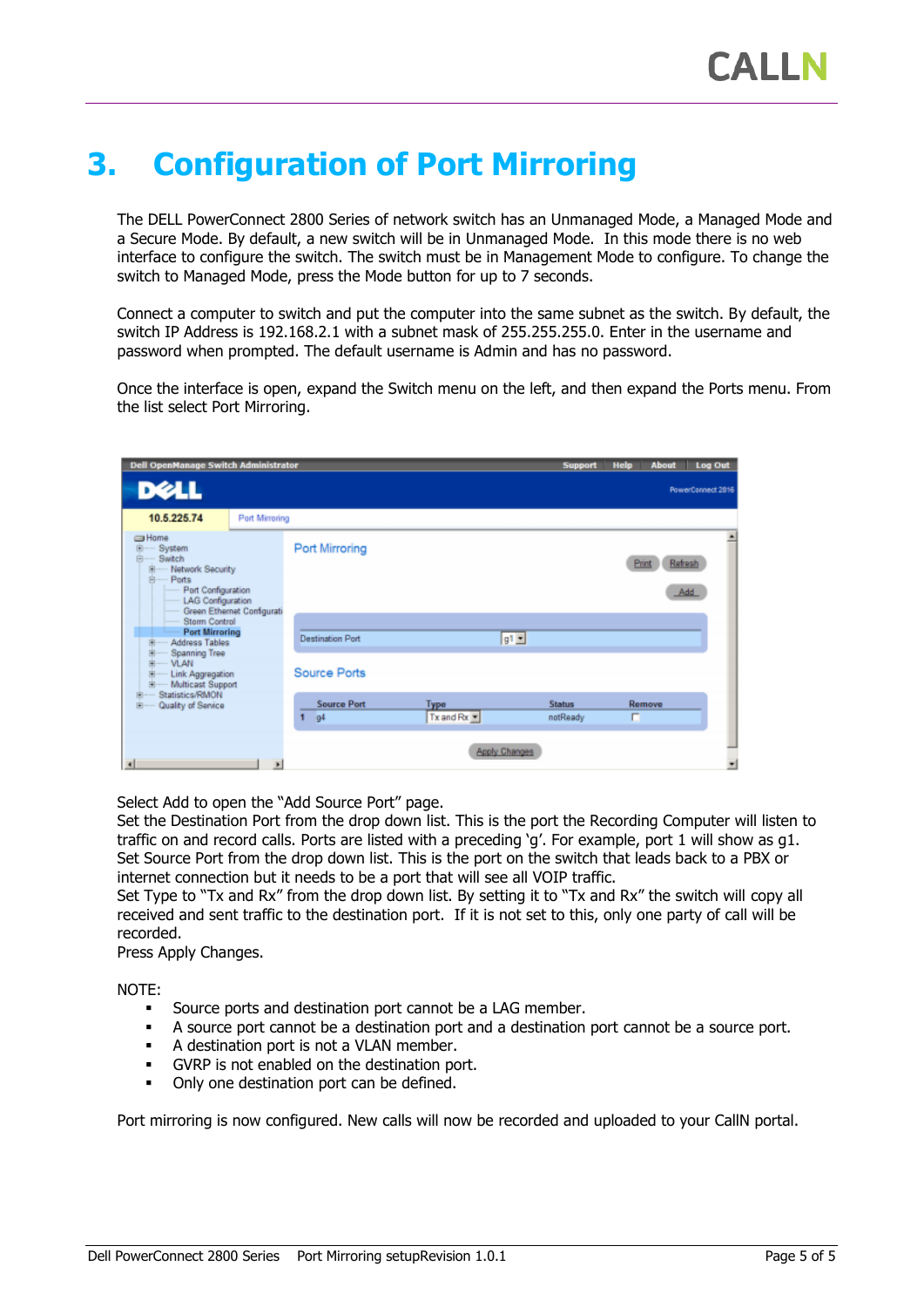# 3. Configuration of Port Mirroring

The DELL PowerConnect 2800 Series of network switch has an Unmanaged Mode, a Managed Mode and a Secure Mode. By default, a new switch will be in Unmanaged Mode. In this mode there is no web interface to configure the switch. The switch must be in Management Mode to configure. To change the switch to Managed Mode, press the Mode button for up to 7 seconds.

Connect a computer to switch and put the computer into the same subnet as the switch. By default, the switch IP Address is 192.168.2.1 with a subnet mask of 255.255.255.0. Enter in the username and password when prompted. The default username is Admin and has no password.

Once the interface is open, expand the Switch menu on the left, and then expand the Ports menu. From the list select Port Mirroring.

Select Add to open the "Add Source Port" page.
Set the Destination Port from the drop down list. This is the port the Recording Computer will listen to traffic on and record calls. Ports are listed with a preceding 'g'. For example, port 1 will show as g1.
Set Source Port from the drop down list. This is the port on the switch that leads back to a PBX or internet connection but it needs to be a port that will see all VOIP traffic.
Set Type to "Tx and Rx" from the drop down list. By setting it to "Tx and Rx" the switch will copy all received and sent traffic to the destination port. If it is not set to this, only one party of call will be recorded.
Press Apply Changes.

NOTE:

- Source ports and destination port cannot be a LAG member.
- A source port cannot be a destination port and a destination port cannot be a source port.
- A destination port is not a VLAN member.
- GVRP is not enabled on the destination port.
- Only one destination port can be defined.

Port mirroring is now configured. New calls will now be recorded and uploaded to your CallN portal.